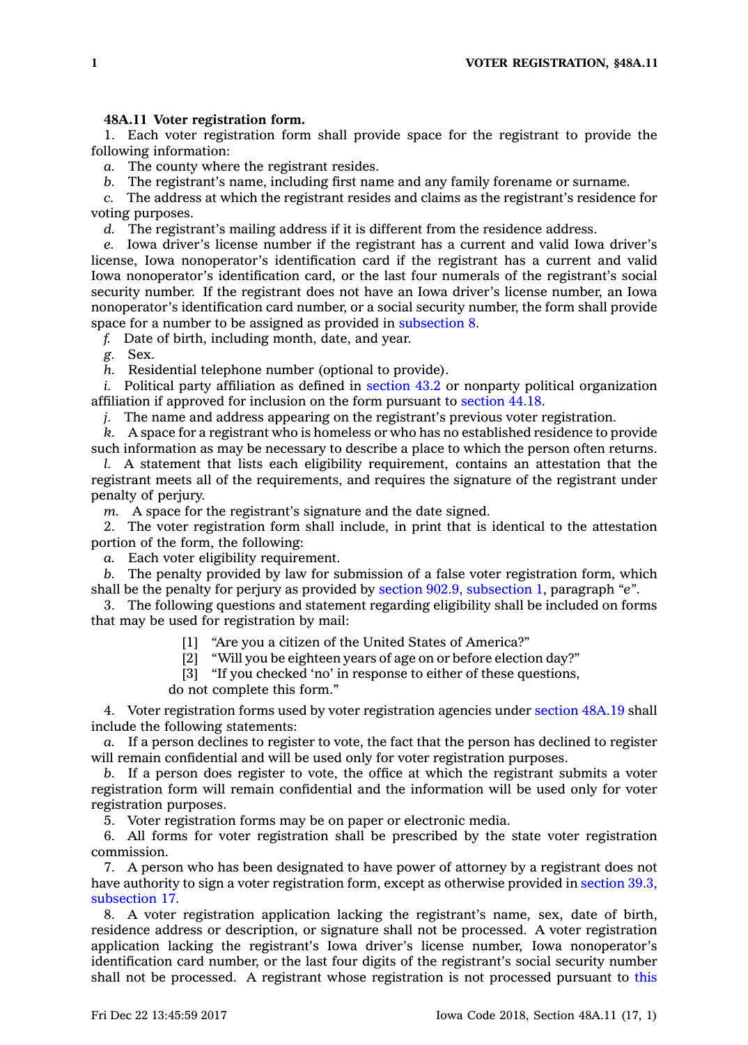**48A.11 Voter registration form.**

1. Each voter registration form shall provide space for the registrant to provide the following information:

*a.* The county where the registrant resides.

*b.* The registrant's name, including first name and any family forename or surname.

*c.* The address at which the registrant resides and claims as the registrant's residence for voting purposes.

*d.* The registrant's mailing address if it is different from the residence address.

*e.* Iowa driver's license number if the registrant has a current and valid Iowa driver's license, Iowa nonoperator's identification card if the registrant has a current and valid Iowa nonoperator's identification card, or the last four numerals of the registrant's social security number. If the registrant does not have an Iowa driver's license number, an Iowa nonoperator's identification card number, or a social security number, the form shall provide space for a number to be assigned as provided in subsection 8.

*f.* Date of birth, including month, date, and year.

*g.* Sex.

*h.* Residential telephone number (optional to provide).

*i.* Political party affiliation as defined in section 43.2 or nonparty political organization affiliation if approved for inclusion on the form pursuant to section 44.18.

*j.* The name and address appearing on the registrant's previous voter registration.

*k.* A space for a registrant who is homeless or who has no established residence to provide such information as may be necessary to describe a place to which the person often returns.

*l.* A statement that lists each eligibility requirement, contains an attestation that the registrant meets all of the requirements, and requires the signature of the registrant under penalty of perjury.

*m.* A space for the registrant's signature and the date signed.

2. The voter registration form shall include, in print that is identical to the attestation portion of the form, the following:

*a.* Each voter eligibility requirement.

*b.* The penalty provided by law for submission of a false voter registration form, which shall be the penalty for perjury as provided by section 902.9, subsection 1, paragraph *"e"*.

3. The following questions and statement regarding eligibility shall be included on forms that may be used for registration by mail:

[1] "Are you a citizen of the United States of America?"
[2] "Will you be eighteen years of age on or before election day?"
[3] "If you checked 'no' in response to either of these questions, do not complete this form."

4. Voter registration forms used by voter registration agencies under section 48A.19 shall include the following statements:

*a.* If a person declines to register to vote, the fact that the person has declined to register will remain confidential and will be used only for voter registration purposes.

*b.* If a person does register to vote, the office at which the registrant submits a voter registration form will remain confidential and the information will be used only for voter registration purposes.

5. Voter registration forms may be on paper or electronic media.

6. All forms for voter registration shall be prescribed by the state voter registration commission.

7. A person who has been designated to have power of attorney by a registrant does not have authority to sign a voter registration form, except as otherwise provided in section 39.3, subsection 17.

8. A voter registration application lacking the registrant's name, sex, date of birth, residence address or description, or signature shall not be processed. A voter registration application lacking the registrant's Iowa driver's license number, Iowa nonoperator's identification card number, or the last four digits of the registrant's social security number shall not be processed. A registrant whose registration is not processed pursuant to this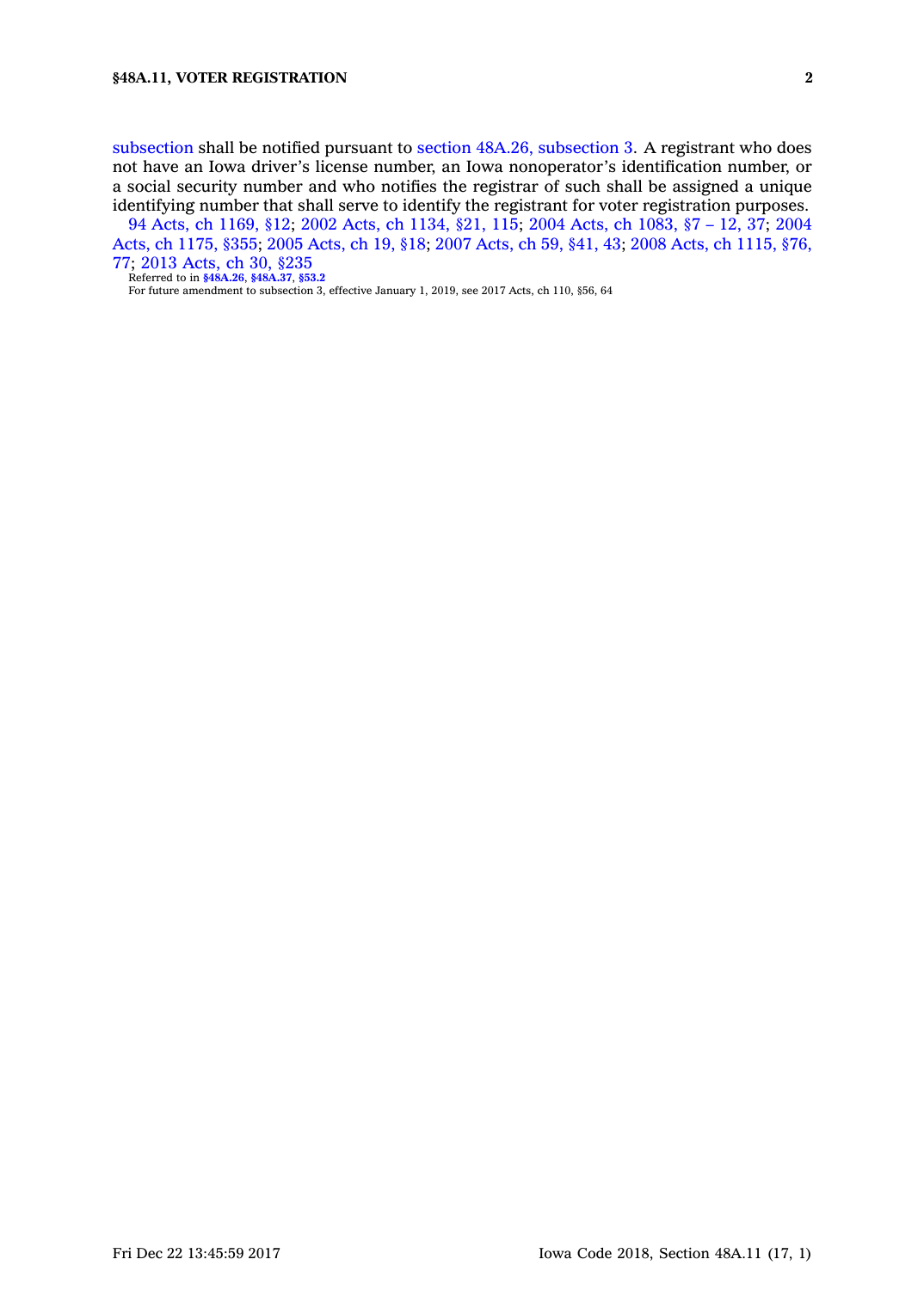subsection shall be notified pursuant to section 48A.26, subsection 3. A registrant who does not have an Iowa driver's license number, an Iowa nonoperator's identification number, or a social security number and who notifies the registrar of such shall be assigned a unique identifying number that shall serve to identify the registrant for voter registration purposes.

94 Acts, ch 1169, §12; 2002 Acts, ch 1134, §21, 115; 2004 Acts, ch 1083, §7 – 12, 37; 2004 Acts, ch 1175, §355; 2005 Acts, ch 19, §18; 2007 Acts, ch 59, §41, 43; 2008 Acts, ch 1115, §76, 77; 2013 Acts, ch 30, §235

Referred to in **§48A.26**, **§48A.37**, **§53.2**

For future amendment to subsection 3, effective January 1, 2019, see 2017 Acts, ch 110, §56, 64